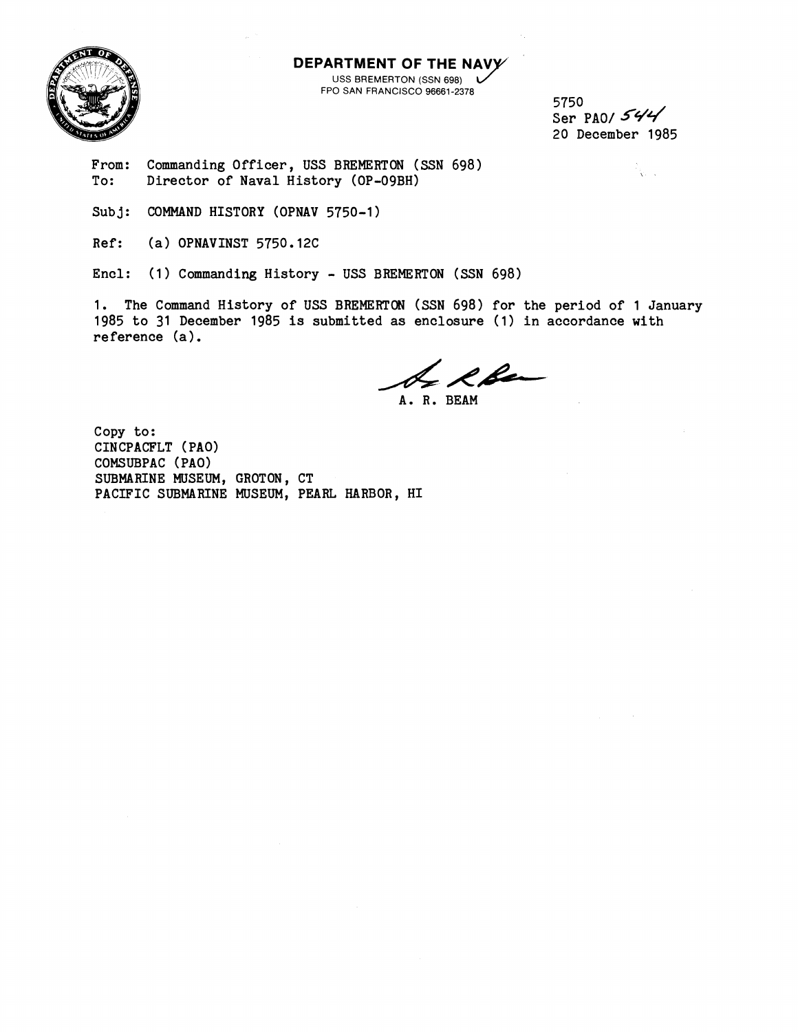**DEPARTMENT OF THE NAVY**
USS BREMERTON (SSN 698)
FPO SAN FRANCISCO 96661-2378

5750
Ser PAO/ 544
20 December 1985

From: Commanding Officer, USS BREMERTON (SSN 698)
To: Director of Naval History (OP-09BH)

Subj: COMMAND HISTORY (OPNAV 5750-1)

Ref: (a) OPNAVINST 5750.12C

Encl: (1) Commanding History - USS BREMERTON (SSN 698)

1. The Command History of USS BREMERTON (SSN 698) for the period of 1 January 1985 to 31 December 1985 is submitted as enclosure (1) in accordance with reference (a).

A. R. BEAM

Copy to:
CINCPACFLT (PAO)
COMSUBPAC (PAO)
SUBMARINE MUSEUM, GROTON, CT
PACIFIC SUBMARINE MUSEUM, PEARL HARBOR, HI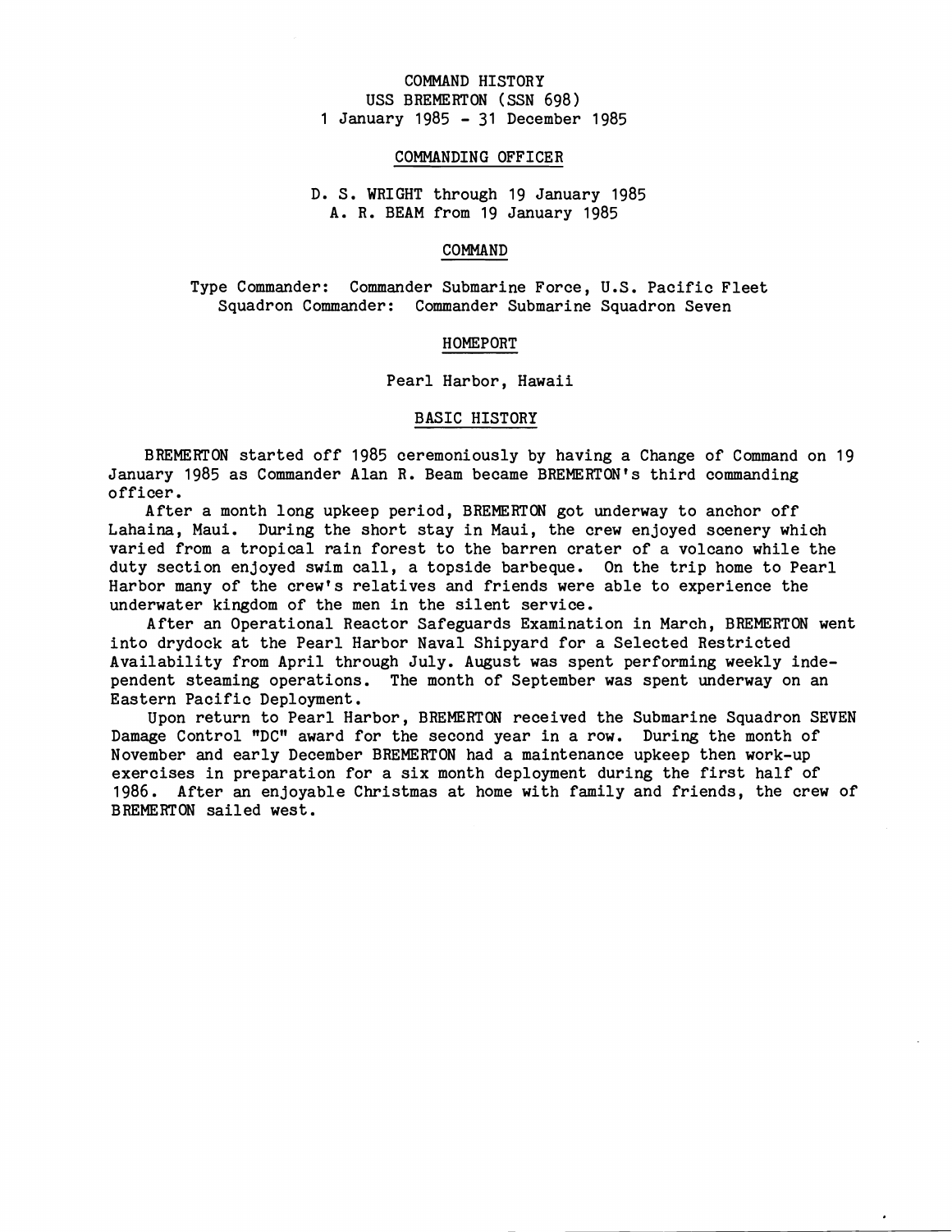# COMMAND HISTORY
# USS BREMERTON (SSN 698)
# 1 January 1985 - 31 December 1985

## COMMANDING OFFICER

D. S. WRIGHT through 19 January 1985
A. R. BEAM from 19 January 1985

## COMMAND

Type Commander: Commander Submarine Force, U.S. Pacific Fleet
Squadron Commander: Commander Submarine Squadron Seven

## HOMEPORT

Pearl Harbor, Hawaii

## BASIC HISTORY

BREMERTON started off 1985 ceremoniously by having a Change of Command on 19 January 1985 as Commander Alan R. Beam became BREMERTON's third commanding officer.

After a month long upkeep period, BREMERTON got underway to anchor off Lahaina, Maui. During the short stay in Maui, the crew enjoyed scenery which varied from a tropical rain forest to the barren crater of a volcano while the duty section enjoyed swim call, a topside barbeque. On the trip home to Pearl Harbor many of the crew's relatives and friends were able to experience the underwater kingdom of the men in the silent service.

After an Operational Reactor Safeguards Examination in March, BREMERTON went into drydock at the Pearl Harbor Naval Shipyard for a Selected Restricted Availability from April through July. August was spent performing weekly independent steaming operations. The month of September was spent underway on an Eastern Pacific Deployment.

Upon return to Pearl Harbor, BREMERTON received the Submarine Squadron SEVEN Damage Control "DC" award for the second year in a row. During the month of November and early December BREMERTON had a maintenance upkeep then work-up exercises in preparation for a six month deployment during the first half of 1986. After an enjoyable Christmas at home with family and friends, the crew of BREMERTON sailed west.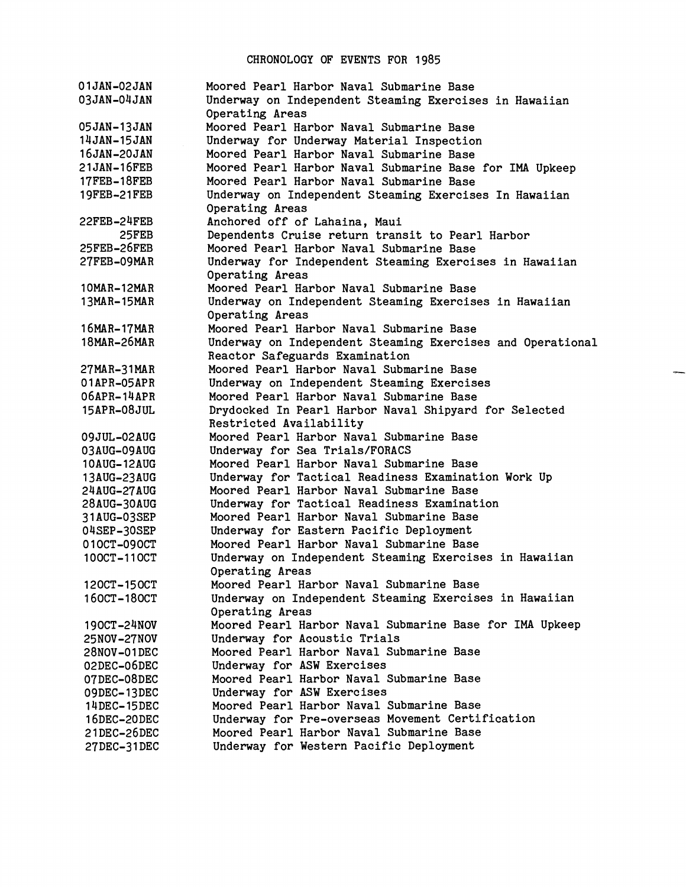# CHRONOLOGY OF EVENTS FOR 1985

| | |
|---|---|
| 01JAN-02JAN | Moored Pearl Harbor Naval Submarine Base |
| 03JAN-04JAN | Underway on Independent Steaming Exercises in Hawaiian Operating Areas |
| 05JAN-13JAN | Moored Pearl Harbor Naval Submarine Base |
| 14JAN-15JAN | Underway for Underway Material Inspection |
| 16JAN-20JAN | Moored Pearl Harbor Naval Submarine Base |
| 21JAN-16FEB | Moored Pearl Harbor Naval Submarine Base for IMA Upkeep |
| 17FEB-18FEB | Moored Pearl Harbor Naval Submarine Base |
| 19FEB-21FEB | Underway on Independent Steaming Exercises In Hawaiian Operating Areas |
| 22FEB-24FEB | Anchored off of Lahaina, Maui |
| 25FEB | Dependents Cruise return transit to Pearl Harbor |
| 25FEB-26FEB | Moored Pearl Harbor Naval Submarine Base |
| 27FEB-09MAR | Underway for Independent Steaming Exercises in Hawaiian Operating Areas |
| 10MAR-12MAR | Moored Pearl Harbor Naval Submarine Base |
| 13MAR-15MAR | Underway on Independent Steaming Exercises in Hawaiian Operating Areas |
| 16MAR-17MAR | Moored Pearl Harbor Naval Submarine Base |
| 18MAR-26MAR | Underway on Independent Steaming Exercises and Operational Reactor Safeguards Examination |
| 27MAR-31MAR | Moored Pearl Harbor Naval Submarine Base |
| 01APR-05APR | Underway on Independent Steaming Exercises |
| 06APR-14APR | Moored Pearl Harbor Naval Submarine Base |
| 15APR-08JUL | Drydocked In Pearl Harbor Naval Shipyard for Selected Restricted Availability |
| 09JUL-02AUG | Moored Pearl Harbor Naval Submarine Base |
| 03AUG-09AUG | Underway for Sea Trials/FORACS |
| 10AUG-12AUG | Moored Pearl Harbor Naval Submarine Base |
| 13AUG-23AUG | Underway for Tactical Readiness Examination Work Up |
| 24AUG-27AUG | Moored Pearl Harbor Naval Submarine Base |
| 28AUG-30AUG | Underway for Tactical Readiness Examination |
| 31AUG-03SEP | Moored Pearl Harbor Naval Submarine Base |
| 04SEP-30SEP | Underway for Eastern Pacific Deployment |
| 01OCT-09OCT | Moored Pearl Harbor Naval Submarine Base |
| 10OCT-11OCT | Underway on Independent Steaming Exercises in Hawaiian Operating Areas |
| 12OCT-15OCT | Moored Pearl Harbor Naval Submarine Base |
| 16OCT-18OCT | Underway on Independent Steaming Exercises in Hawaiian Operating Areas |
| 19OCT-24NOV | Moored Pearl Harbor Naval Submarine Base for IMA Upkeep |
| 25NOV-27NOV | Underway for Acoustic Trials |
| 28NOV-01DEC | Moored Pearl Harbor Naval Submarine Base |
| 02DEC-06DEC | Underway for ASW Exercises |
| 07DEC-08DEC | Moored Pearl Harbor Naval Submarine Base |
| 09DEC-13DEC | Underway for ASW Exercises |
| 14DEC-15DEC | Moored Pearl Harbor Naval Submarine Base |
| 16DEC-20DEC | Underway for Pre-overseas Movement Certification |
| 21DEC-26DEC | Moored Pearl Harbor Naval Submarine Base |
| 27DEC-31DEC | Underway for Western Pacific Deployment |